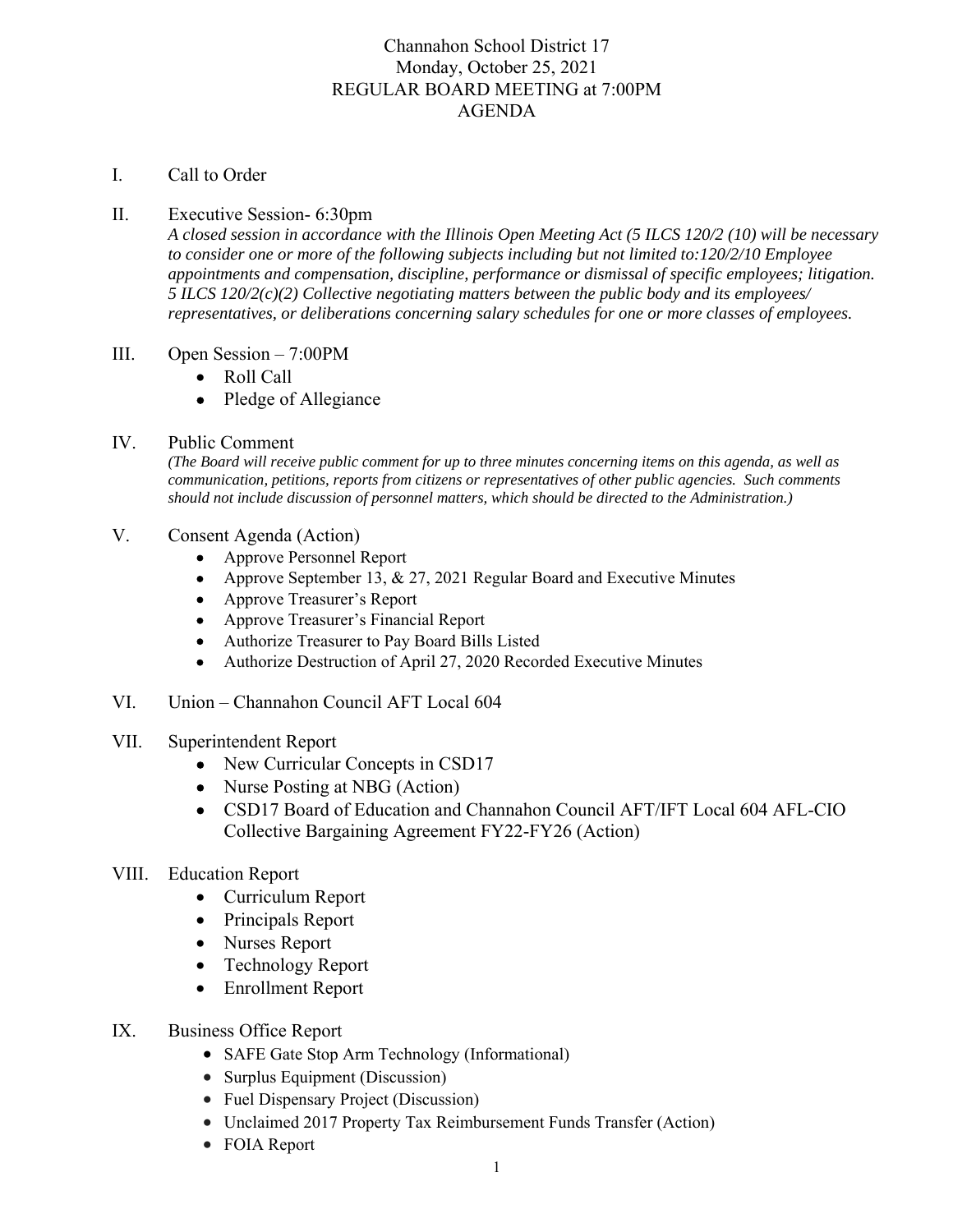# Channahon School District 17
## Monday, October 25, 2021
## REGULAR BOARD MEETING at 7:00PM
## AGENDA

I. Call to Order

II. Executive Session- 6:30pm

*A closed session in accordance with the Illinois Open Meeting Act (5 ILCS 120/2 (10) will be necessary to consider one or more of the following subjects including but not limited to:120/2/10 Employee appointments and compensation, discipline, performance or dismissal of specific employees; litigation. 5 ILCS 120/2(c)(2) Collective negotiating matters between the public body and its employees/ representatives, or deliberations concerning salary schedules for one or more classes of employees.*

III. Open Session – 7:00PM
- Roll Call
- Pledge of Allegiance

IV. Public Comment

*(The Board will receive public comment for up to three minutes concerning items on this agenda, as well as communication, petitions, reports from citizens or representatives of other public agencies. Such comments should not include discussion of personnel matters, which should be directed to the Administration.)*

V. Consent Agenda (Action)
- Approve Personnel Report
- Approve September 13, & 27, 2021 Regular Board and Executive Minutes
- Approve Treasurer's Report
- Approve Treasurer's Financial Report
- Authorize Treasurer to Pay Board Bills Listed
- Authorize Destruction of April 27, 2020 Recorded Executive Minutes

VI. Union – Channahon Council AFT Local 604

VII. Superintendent Report
- New Curricular Concepts in CSD17
- Nurse Posting at NBG (Action)
- CSD17 Board of Education and Channahon Council AFT/IFT Local 604 AFL-CIO Collective Bargaining Agreement FY22-FY26 (Action)

VIII. Education Report
- Curriculum Report
- Principals Report
- Nurses Report
- Technology Report
- Enrollment Report

IX. Business Office Report
- SAFE Gate Stop Arm Technology (Informational)
- Surplus Equipment (Discussion)
- Fuel Dispensary Project (Discussion)
- Unclaimed 2017 Property Tax Reimbursement Funds Transfer (Action)
- FOIA Report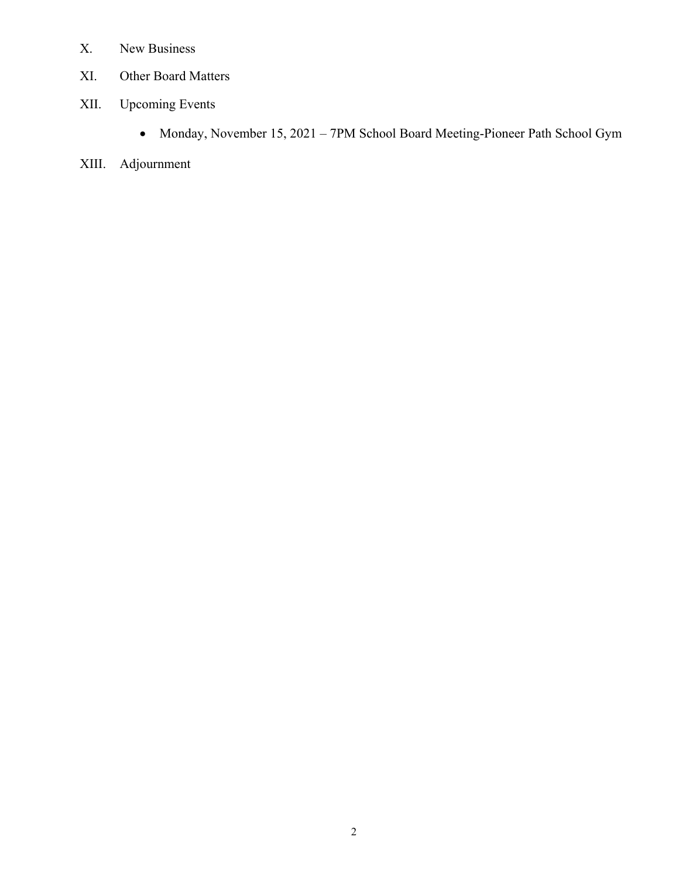X. New Business

XI. Other Board Matters

XII. Upcoming Events

- Monday, November 15, 2021 – 7PM School Board Meeting-Pioneer Path School Gym

XIII. Adjournment